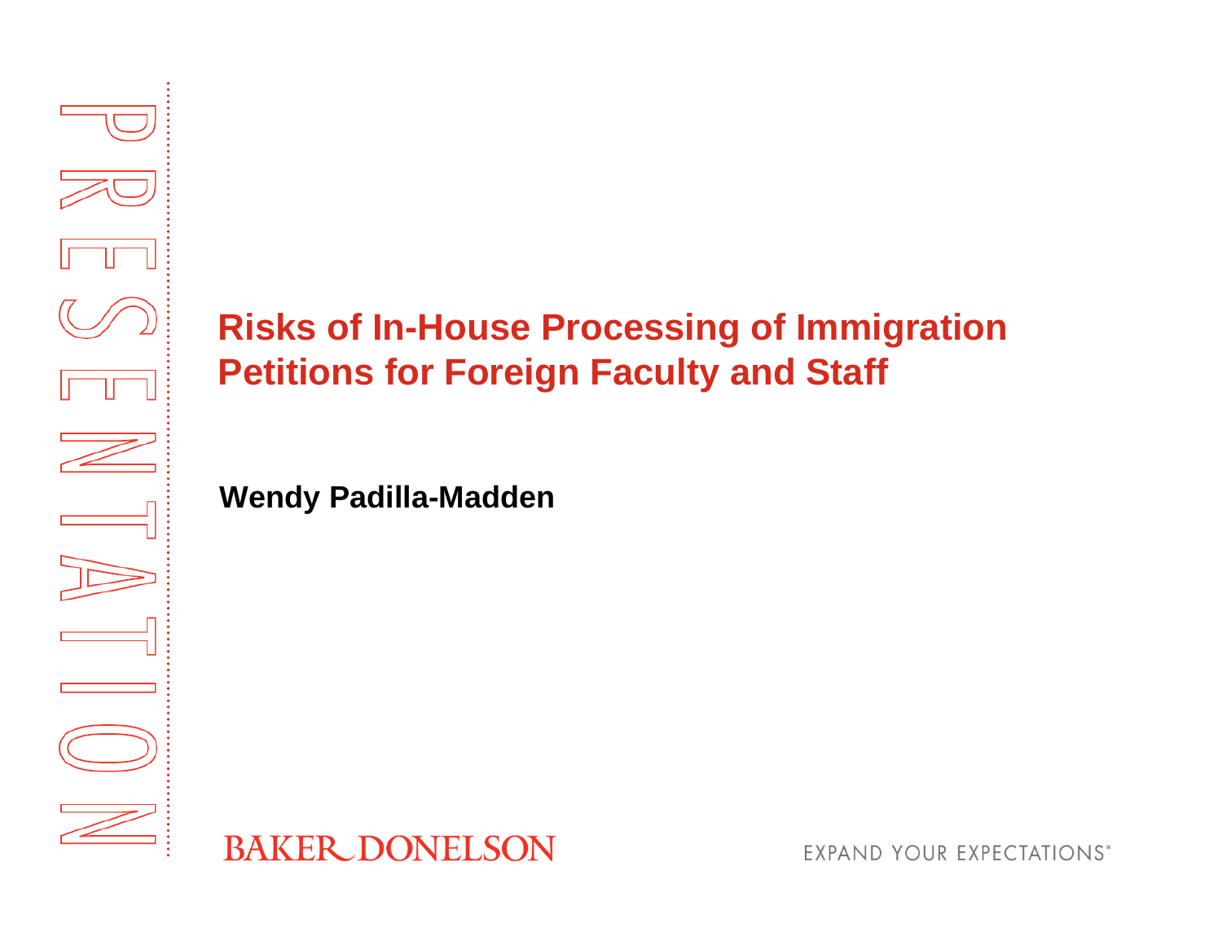PRESENTATION

# Risks of In-House Processing of Immigration Petitions for Foreign Faculty and Staff

**Wendy Padilla-Madden**

BAKER DONELSON

EXPAND YOUR EXPECTATIONS℠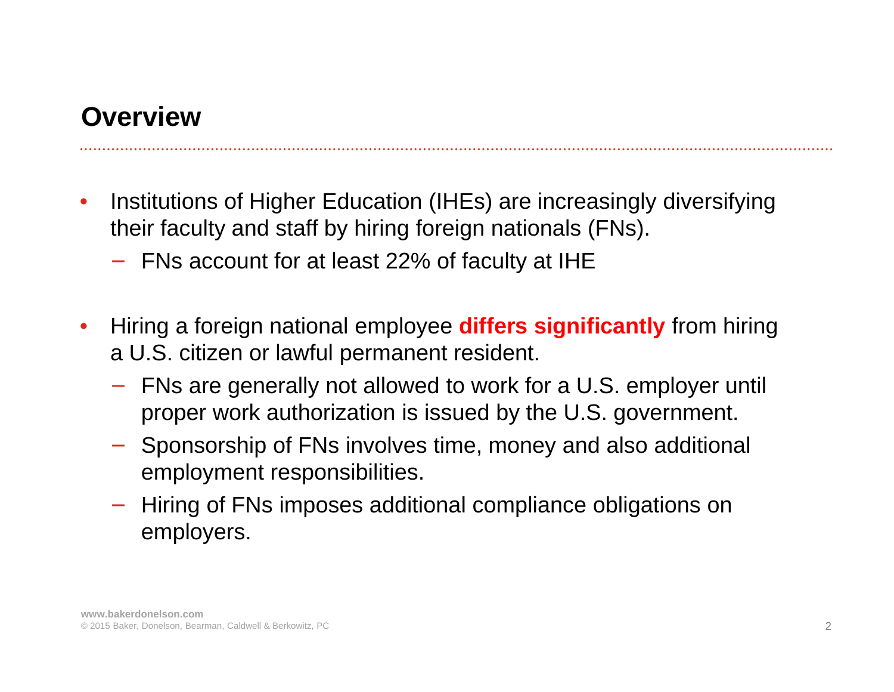## Overview

- Institutions of Higher Education (IHEs) are increasingly diversifying their faculty and staff by hiring foreign nationals (FNs).
  - FNs account for at least 22% of faculty at IHE
- Hiring a foreign national employee **differs significantly** from hiring a U.S. citizen or lawful permanent resident.
  - FNs are generally not allowed to work for a U.S. employer until proper work authorization is issued by the U.S. government.
  - Sponsorship of FNs involves time, money and also additional employment responsibilities.
  - Hiring of FNs imposes additional compliance obligations on employers.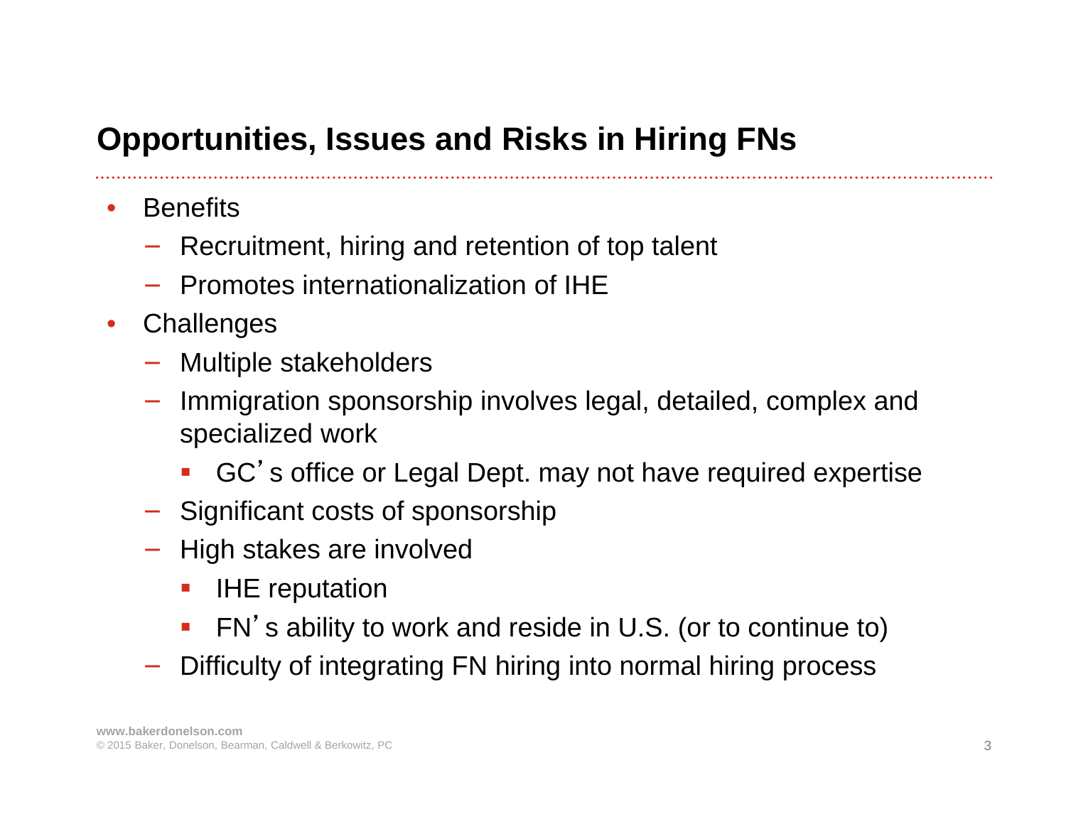## Opportunities, Issues and Risks in Hiring FNs

- Benefits
  - Recruitment, hiring and retention of top talent
  - Promotes internationalization of IHE
- Challenges
  - Multiple stakeholders
  - Immigration sponsorship involves legal, detailed, complex and specialized work
    - GC's office or Legal Dept. may not have required expertise
  - Significant costs of sponsorship
  - High stakes are involved
    - IHE reputation
    - FN's ability to work and reside in U.S. (or to continue to)
  - Difficulty of integrating FN hiring into normal hiring process

www.bakerdonelson.com
© 2015 Baker, Donelson, Bearman, Caldwell & Berkowitz, PC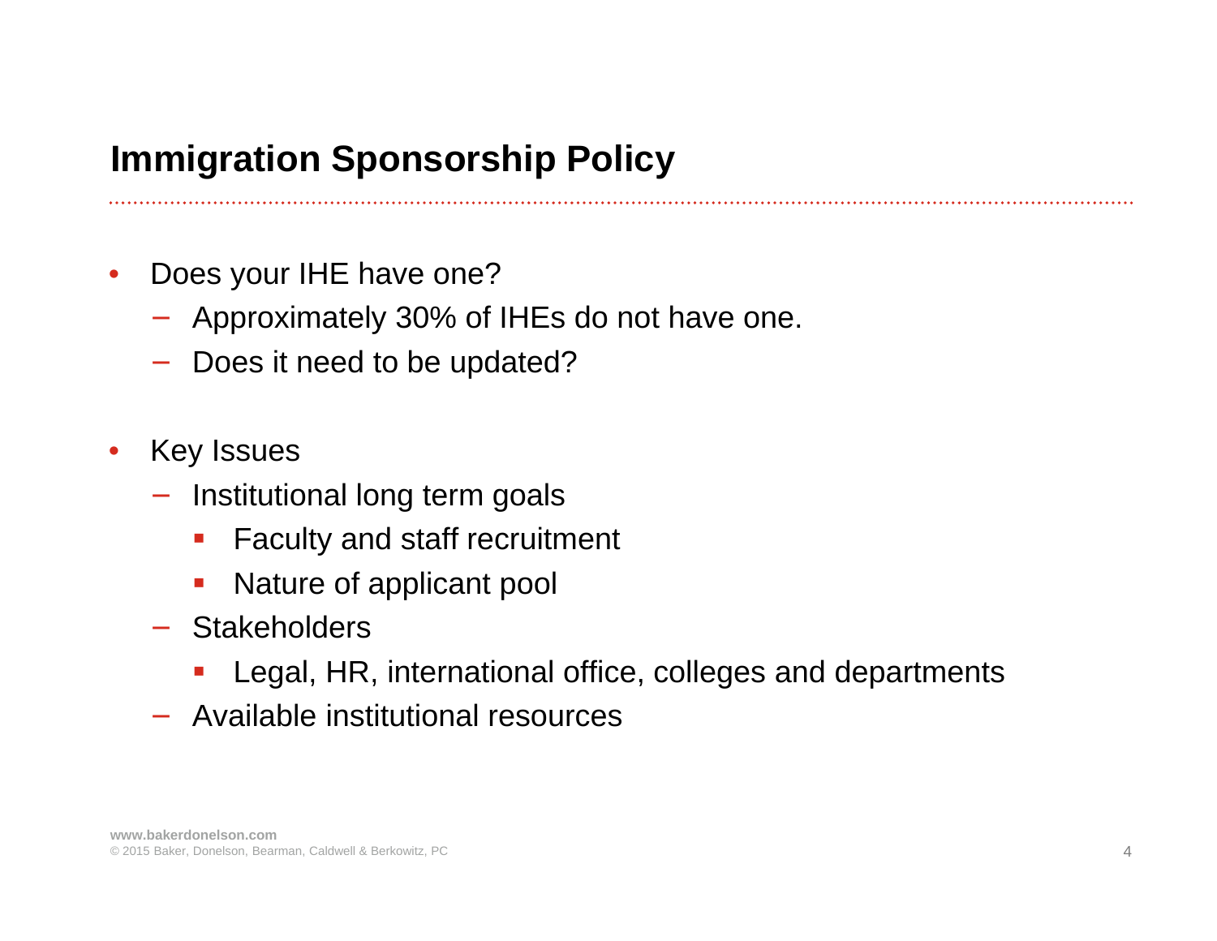# Immigration Sponsorship Policy

- Does your IHE have one?
  - Approximately 30% of IHEs do not have one.
  - Does it need to be updated?

- Key Issues
  - Institutional long term goals
    - Faculty and staff recruitment
    - Nature of applicant pool
  - Stakeholders
    - Legal, HR, international office, colleges and departments
  - Available institutional resources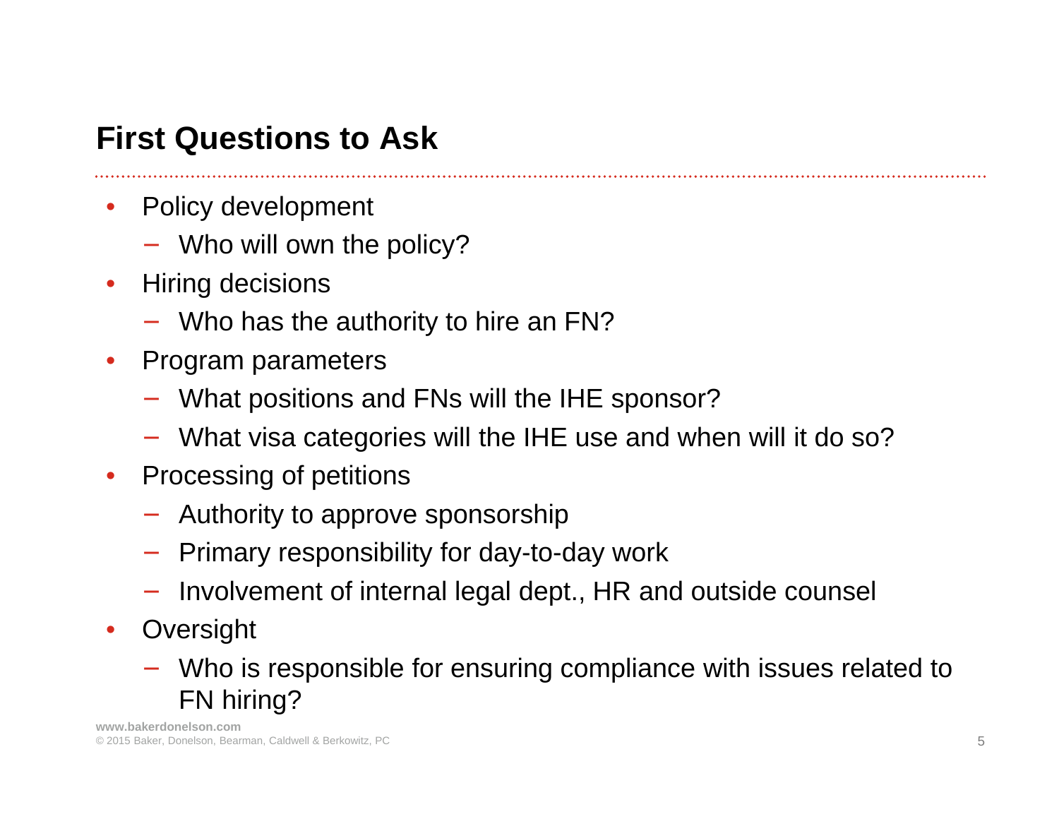## First Questions to Ask

- Policy development
  - Who will own the policy?
- Hiring decisions
  - Who has the authority to hire an FN?
- Program parameters
  - What positions and FNs will the IHE sponsor?
  - What visa categories will the IHE use and when will it do so?
- Processing of petitions
  - Authority to approve sponsorship
  - Primary responsibility for day-to-day work
  - Involvement of internal legal dept., HR and outside counsel
- Oversight
  - Who is responsible for ensuring compliance with issues related to FN hiring?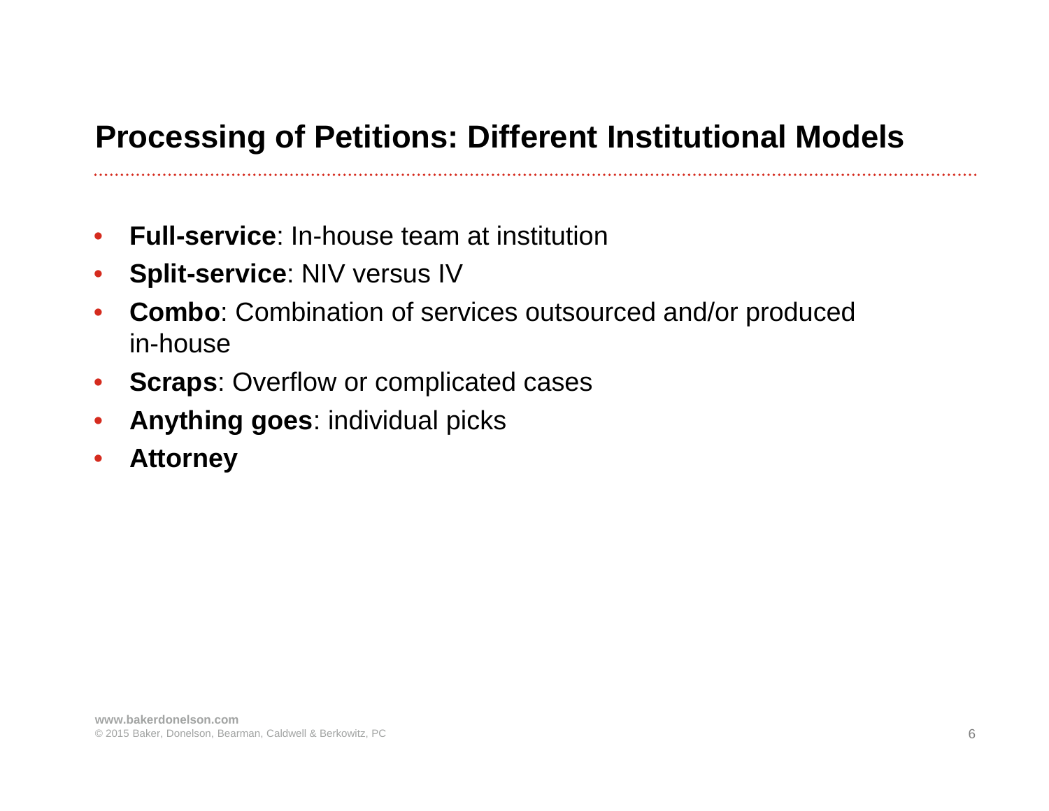## Processing of Petitions: Different Institutional Models

- **Full-service**: In-house team at institution
- **Split-service**: NIV versus IV
- **Combo**: Combination of services outsourced and/or produced in-house
- **Scraps**: Overflow or complicated cases
- **Anything goes**: individual picks
- **Attorney**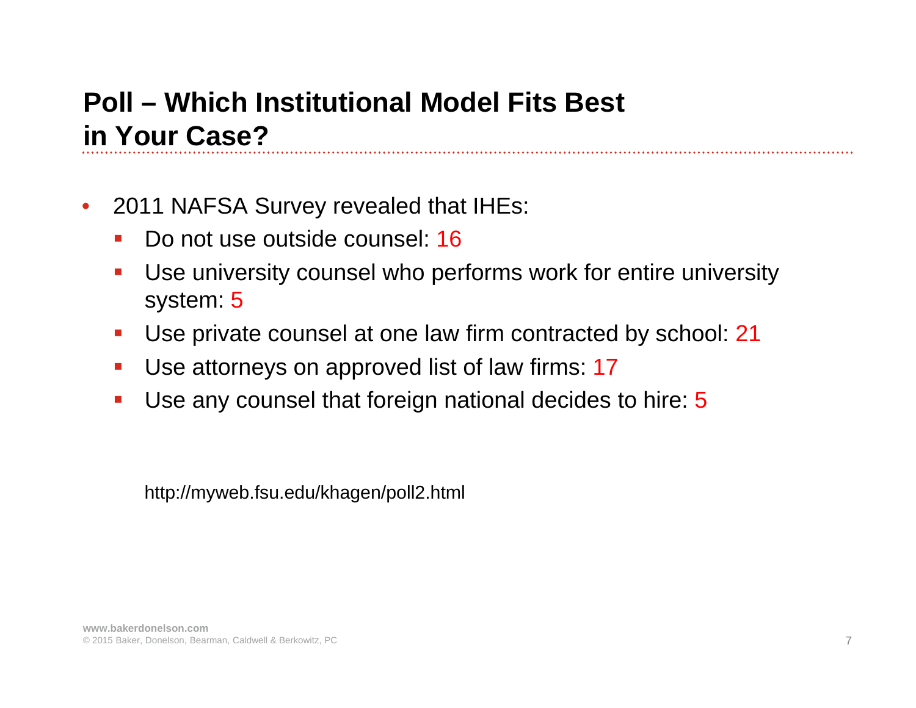## Poll – Which Institutional Model Fits Best in Your Case?

- 2011 NAFSA Survey revealed that IHEs:
  - Do not use outside counsel: 16
  - Use university counsel who performs work for entire university system: 5
  - Use private counsel at one law firm contracted by school: 21
  - Use attorneys on approved list of law firms: 17
  - Use any counsel that foreign national decides to hire: 5

http://myweb.fsu.edu/khagen/poll2.html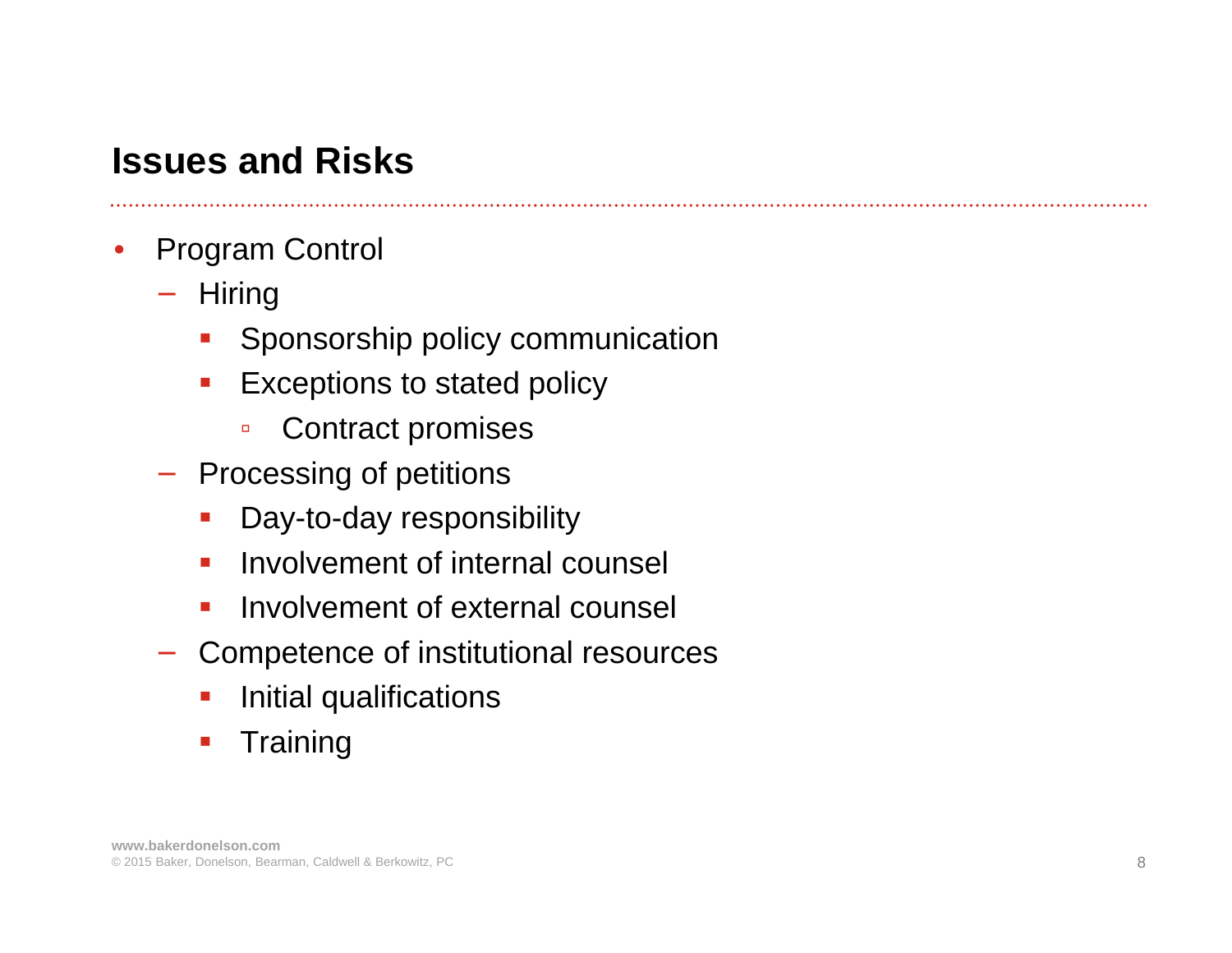## Issues and Risks

- Program Control
  - Hiring
    - Sponsorship policy communication
    - Exceptions to stated policy
      - Contract promises
  - Processing of petitions
    - Day-to-day responsibility
    - Involvement of internal counsel
    - Involvement of external counsel
  - Competence of institutional resources
    - Initial qualifications
    - Training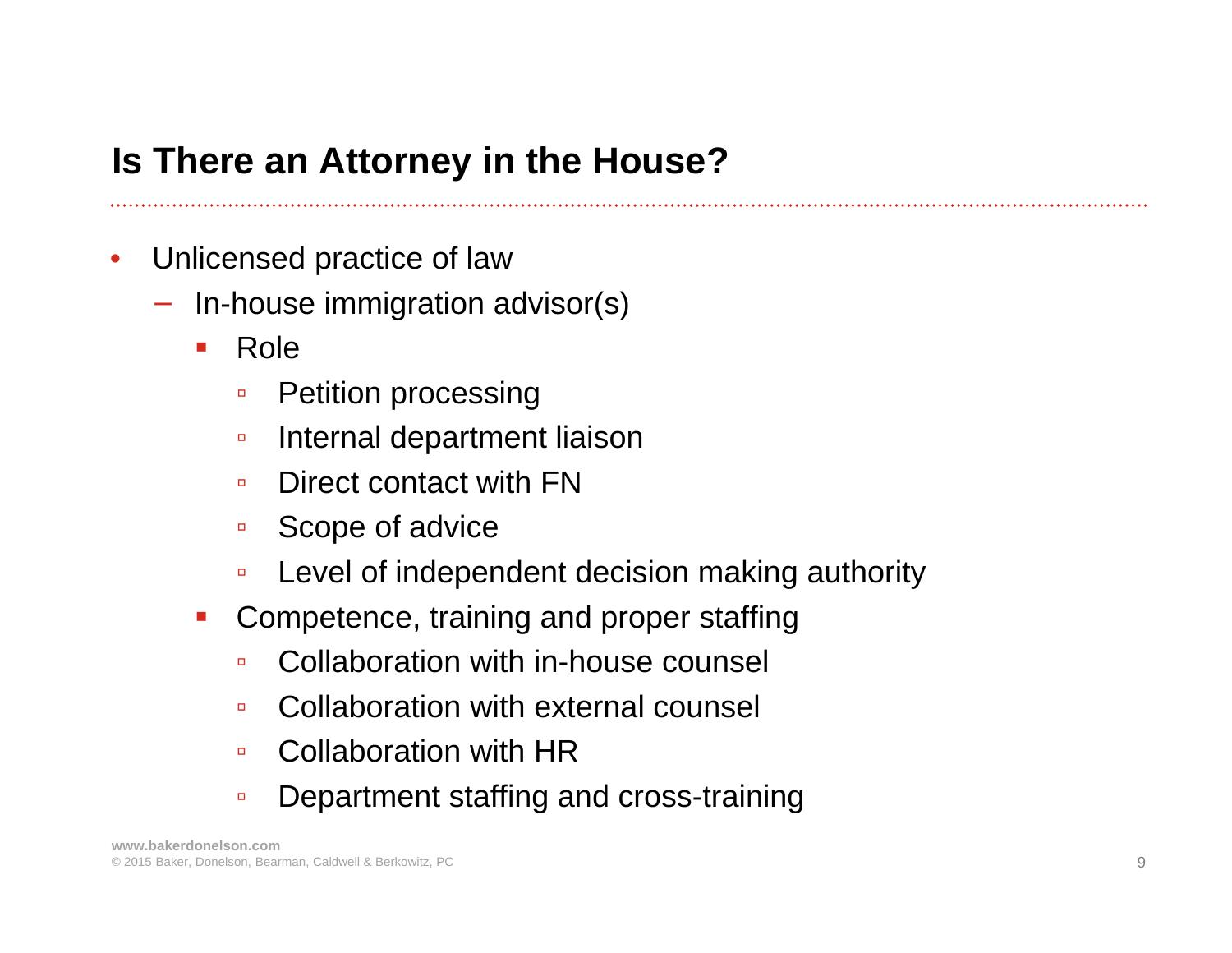## Is There an Attorney in the House?

- Unlicensed practice of law
  - In-house immigration advisor(s)
    - Role
      - Petition processing
      - Internal department liaison
      - Direct contact with FN
      - Scope of advice
      - Level of independent decision making authority
    - Competence, training and proper staffing
      - Collaboration with in-house counsel
      - Collaboration with external counsel
      - Collaboration with HR
      - Department staffing and cross-training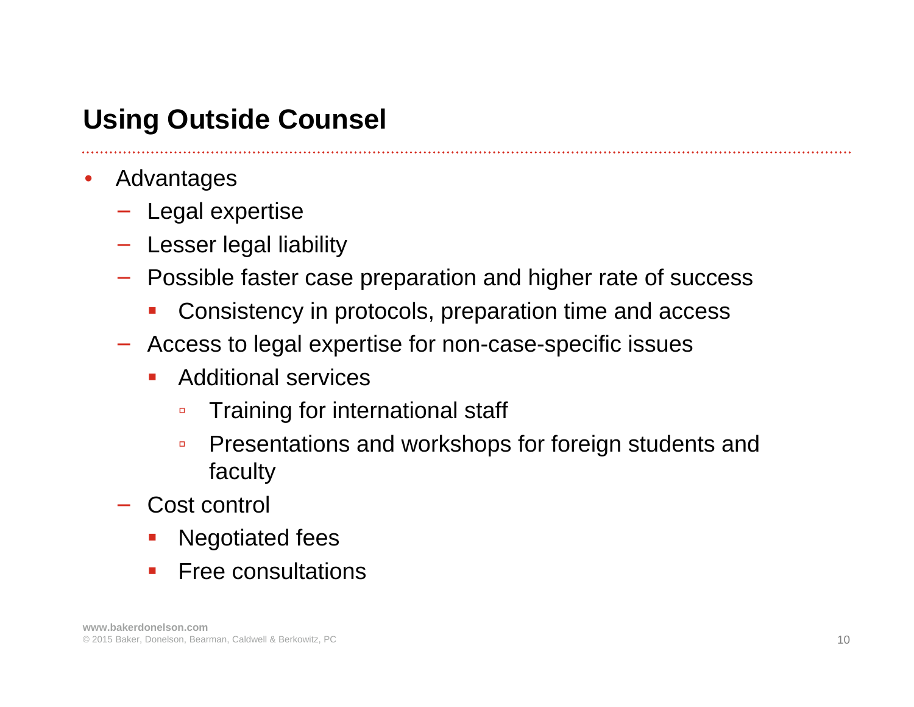## Using Outside Counsel

- Advantages
  - Legal expertise
  - Lesser legal liability
  - Possible faster case preparation and higher rate of success
    - Consistency in protocols, preparation time and access
  - Access to legal expertise for non-case-specific issues
    - Additional services
      - Training for international staff
      - Presentations and workshops for foreign students and faculty
  - Cost control
    - Negotiated fees
    - Free consultations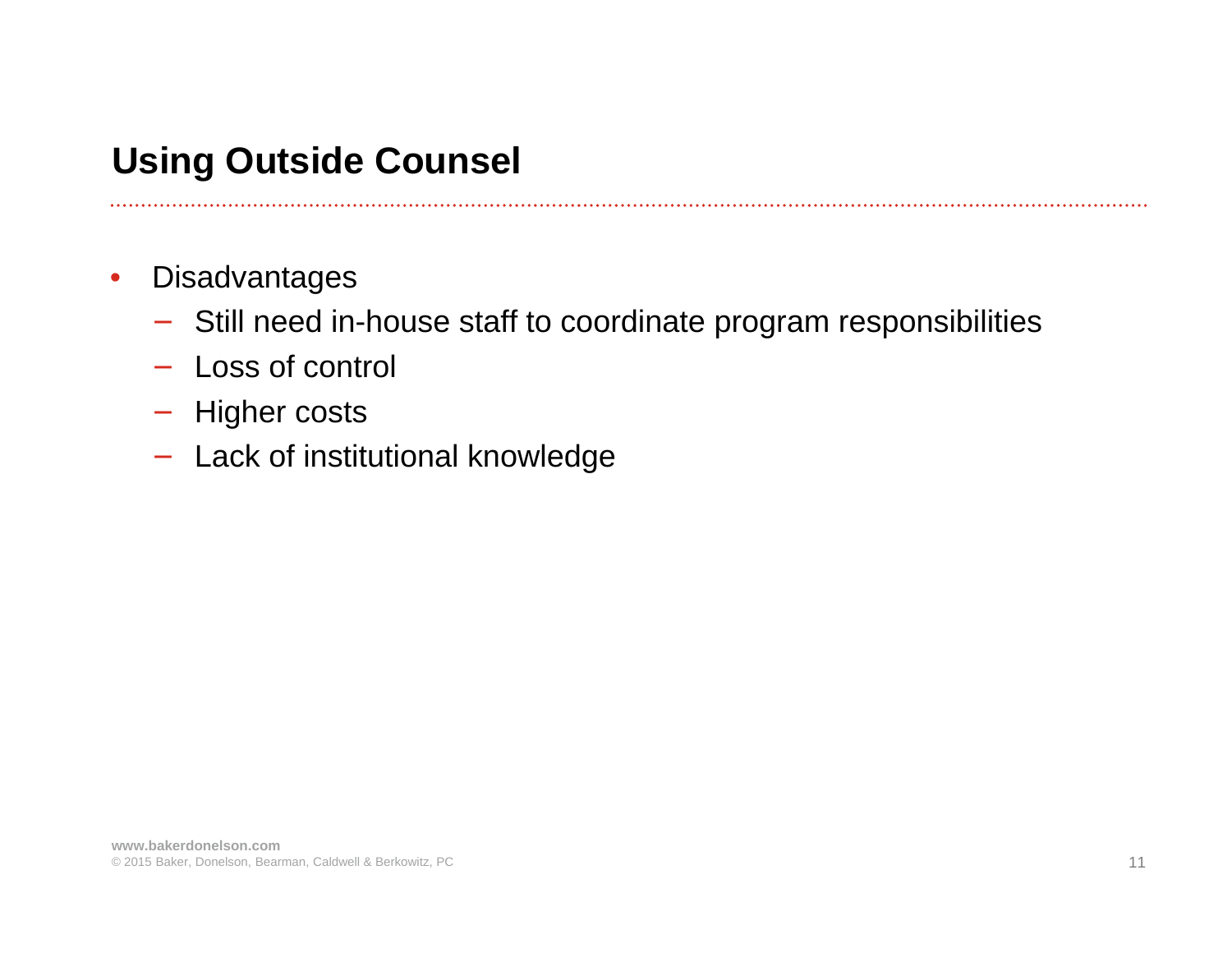## Using Outside Counsel

- Disadvantages
  - Still need in-house staff to coordinate program responsibilities
  - Loss of control
  - Higher costs
  - Lack of institutional knowledge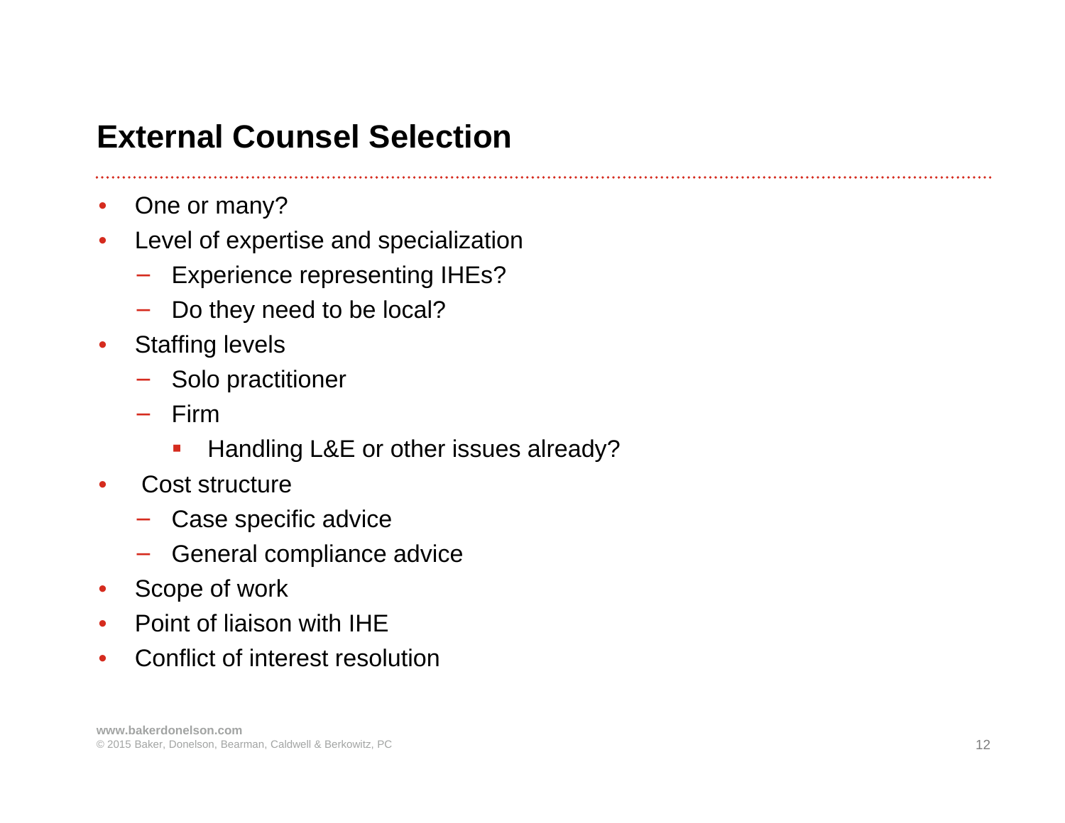# External Counsel Selection

- One or many?
- Level of expertise and specialization
  - Experience representing IHEs?
  - Do they need to be local?
- Staffing levels
  - Solo practitioner
  - Firm
    - Handling L&E or other issues already?
- Cost structure
  - Case specific advice
  - General compliance advice
- Scope of work
- Point of liaison with IHE
- Conflict of interest resolution

**www.bakerdonelson.com**
© 2015 Baker, Donelson, Bearman, Caldwell & Berkowitz, PC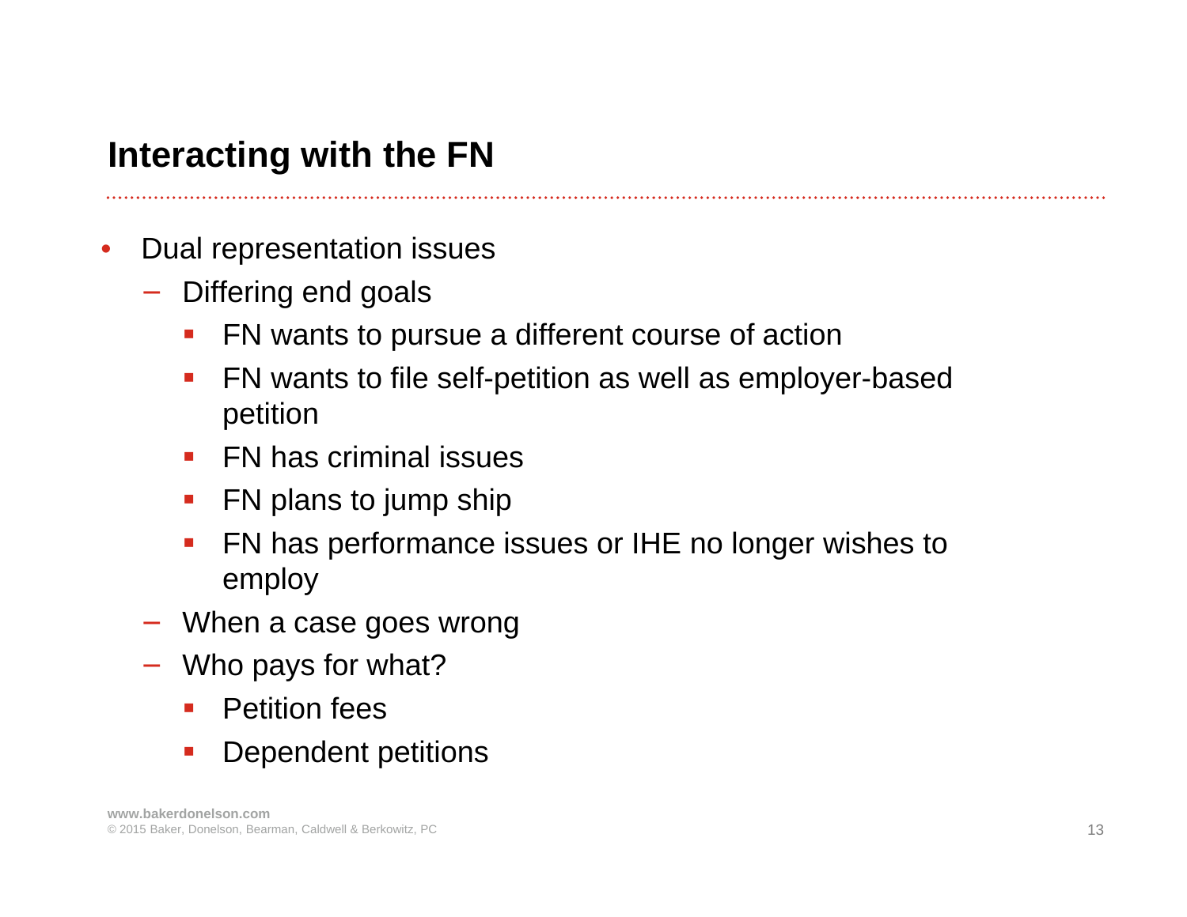## Interacting with the FN

- Dual representation issues
  - Differing end goals
    - FN wants to pursue a different course of action
    - FN wants to file self-petition as well as employer-based petition
    - FN has criminal issues
    - FN plans to jump ship
    - FN has performance issues or IHE no longer wishes to employ
  - When a case goes wrong
  - Who pays for what?
    - Petition fees
    - Dependent petitions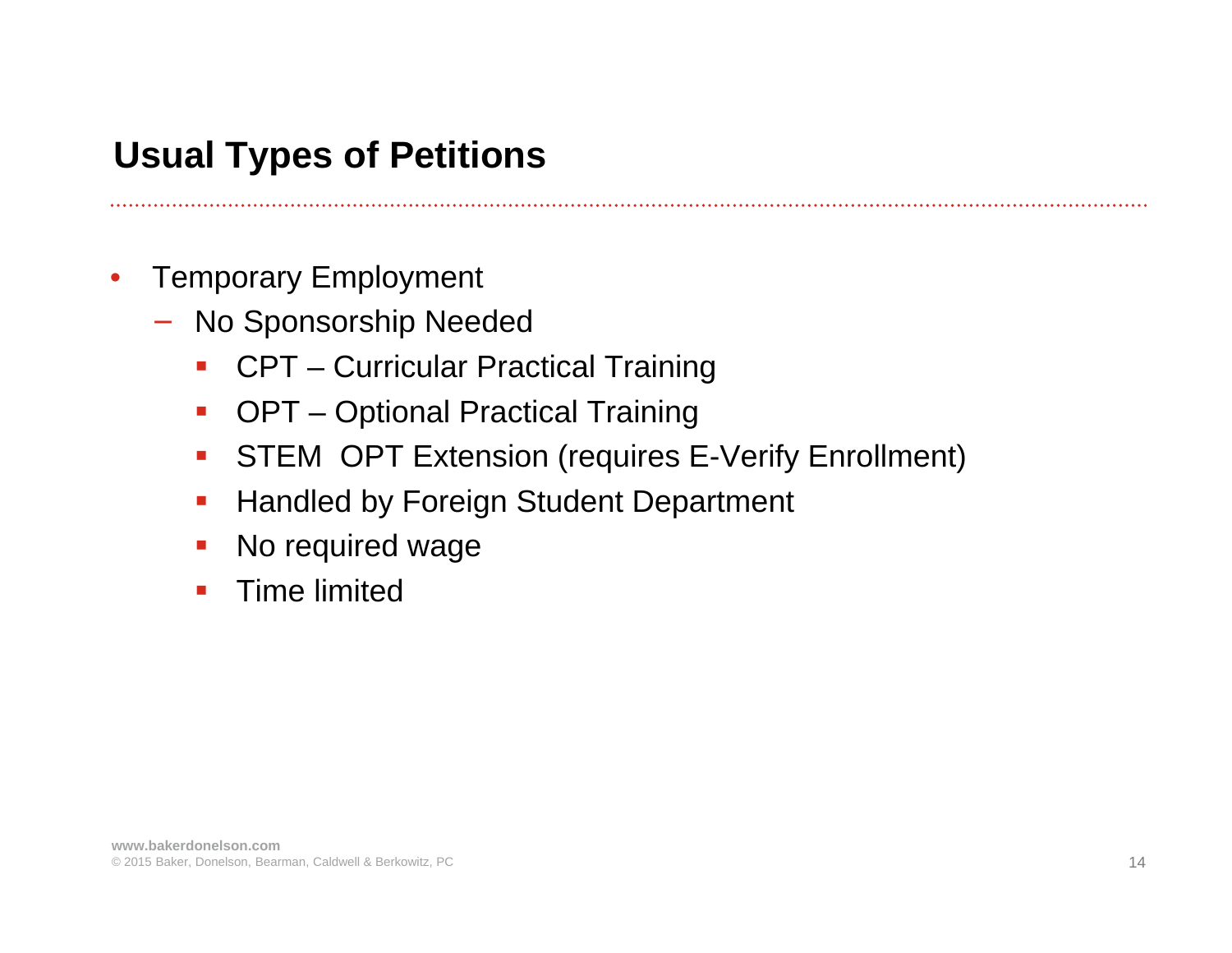## Usual Types of Petitions

- Temporary Employment
  - No Sponsorship Needed
    - CPT – Curricular Practical Training
    - OPT – Optional Practical Training
    - STEM OPT Extension (requires E-Verify Enrollment)
    - Handled by Foreign Student Department
    - No required wage
    - Time limited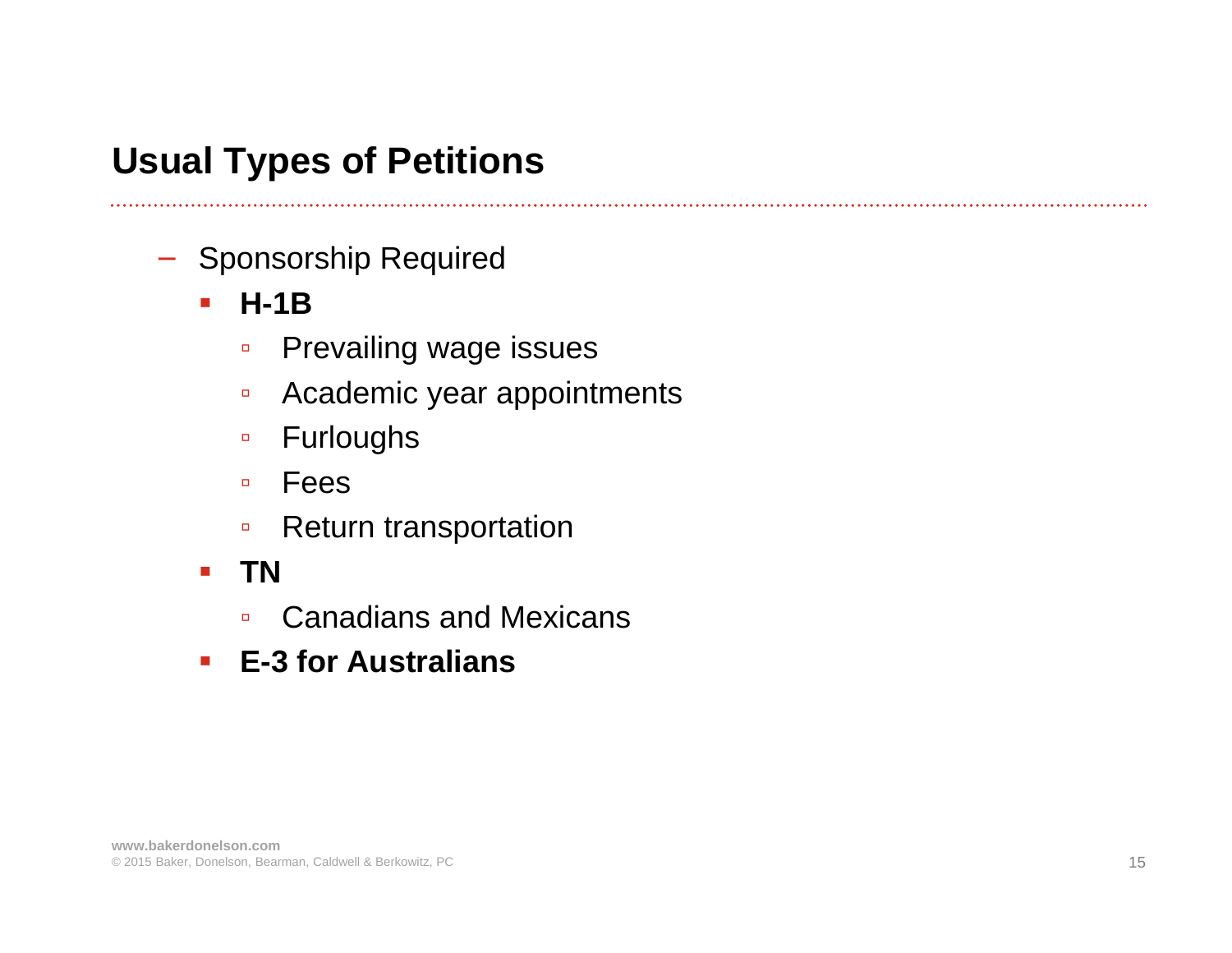## Usual Types of Petitions

- Sponsorship Required
  - **H-1B**
    - Prevailing wage issues
    - Academic year appointments
    - Furloughs
    - Fees
    - Return transportation
  - **TN**
    - Canadians and Mexicans
  - **E-3 for Australians**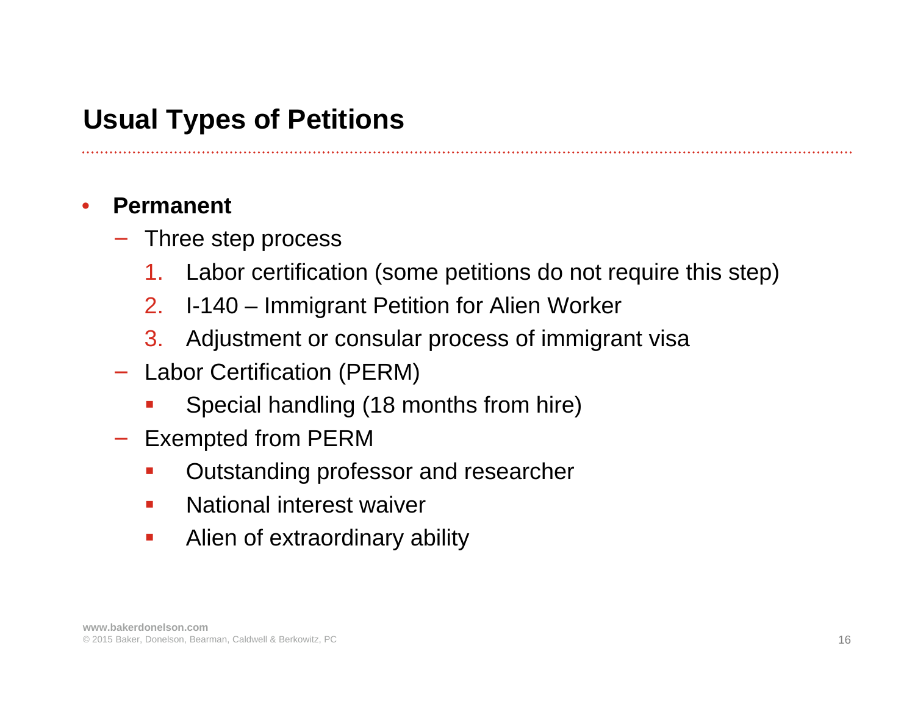# Usual Types of Petitions

- **Permanent**
  - Three step process
    1. Labor certification (some petitions do not require this step)
    2. I-140 – Immigrant Petition for Alien Worker
    3. Adjustment or consular process of immigrant visa
  - Labor Certification (PERM)
    - Special handling (18 months from hire)
  - Exempted from PERM
    - Outstanding professor and researcher
    - National interest waiver
    - Alien of extraordinary ability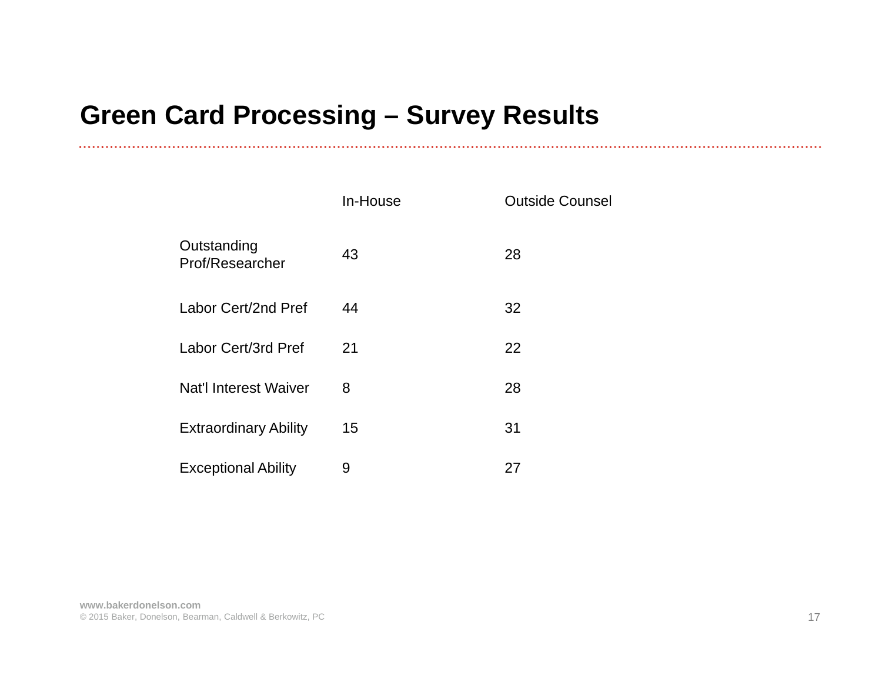# Green Card Processing – Survey Results

| | In-House | Outside Counsel |
|---|---|---|
| Outstanding Prof/Researcher | 43 | 28 |
| Labor Cert/2nd Pref | 44 | 32 |
| Labor Cert/3rd Pref | 21 | 22 |
| Nat'l Interest Waiver | 8 | 28 |
| Extraordinary Ability | 15 | 31 |
| Exceptional Ability | 9 | 27 |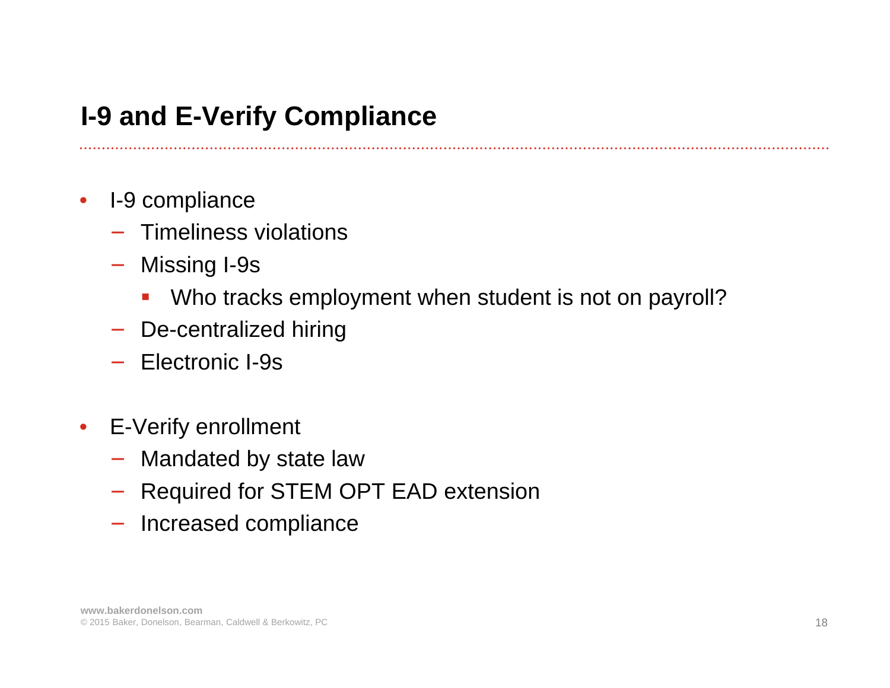# I-9 and E-Verify Compliance

- I-9 compliance
  - Timeliness violations
  - Missing I-9s
    - Who tracks employment when student is not on payroll?
  - De-centralized hiring
  - Electronic I-9s

- E-Verify enrollment
  - Mandated by state law
  - Required for STEM OPT EAD extension
  - Increased compliance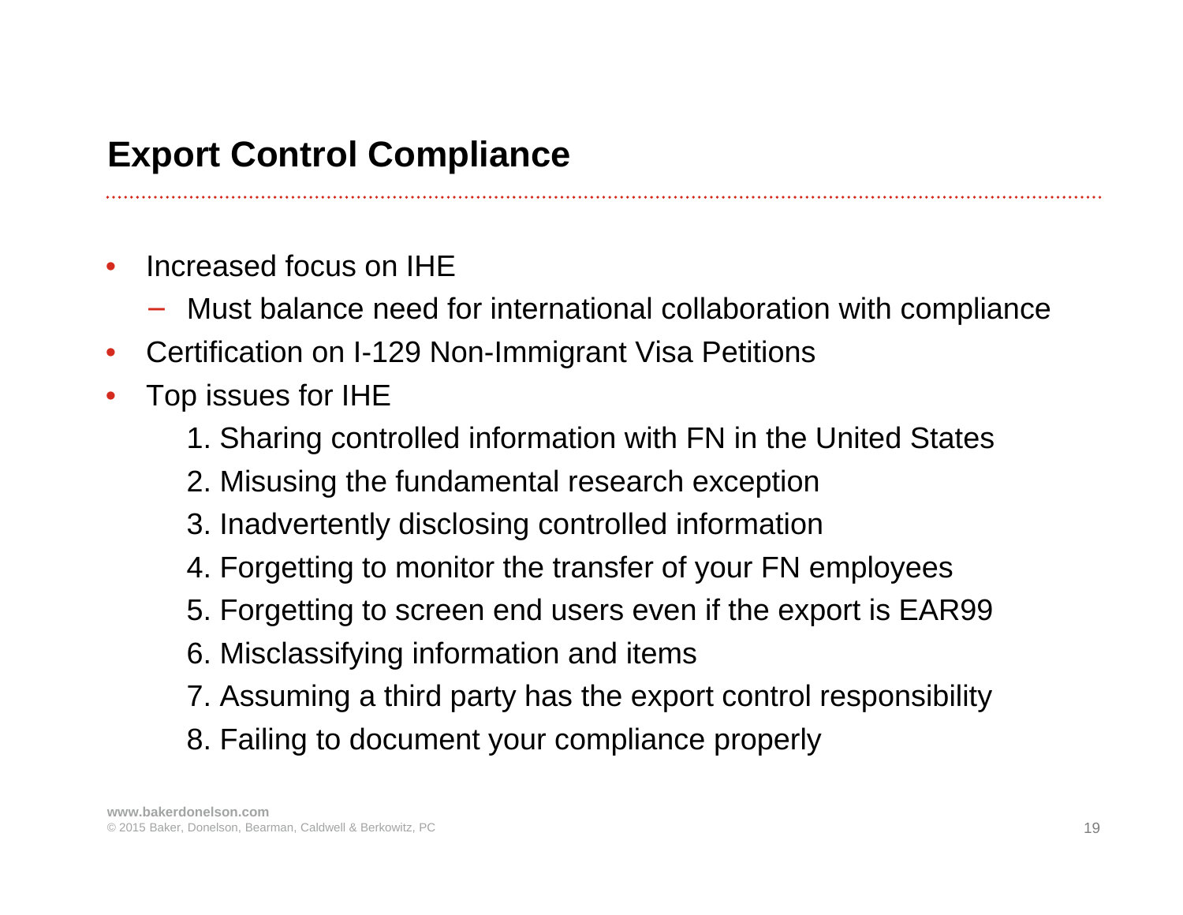# Export Control Compliance

- Increased focus on IHE
  - Must balance need for international collaboration with compliance
- Certification on I-129 Non-Immigrant Visa Petitions
- Top issues for IHE
  1. Sharing controlled information with FN in the United States
  2. Misusing the fundamental research exception
  3. Inadvertently disclosing controlled information
  4. Forgetting to monitor the transfer of your FN employees
  5. Forgetting to screen end users even if the export is EAR99
  6. Misclassifying information and items
  7. Assuming a third party has the export control responsibility
  8. Failing to document your compliance properly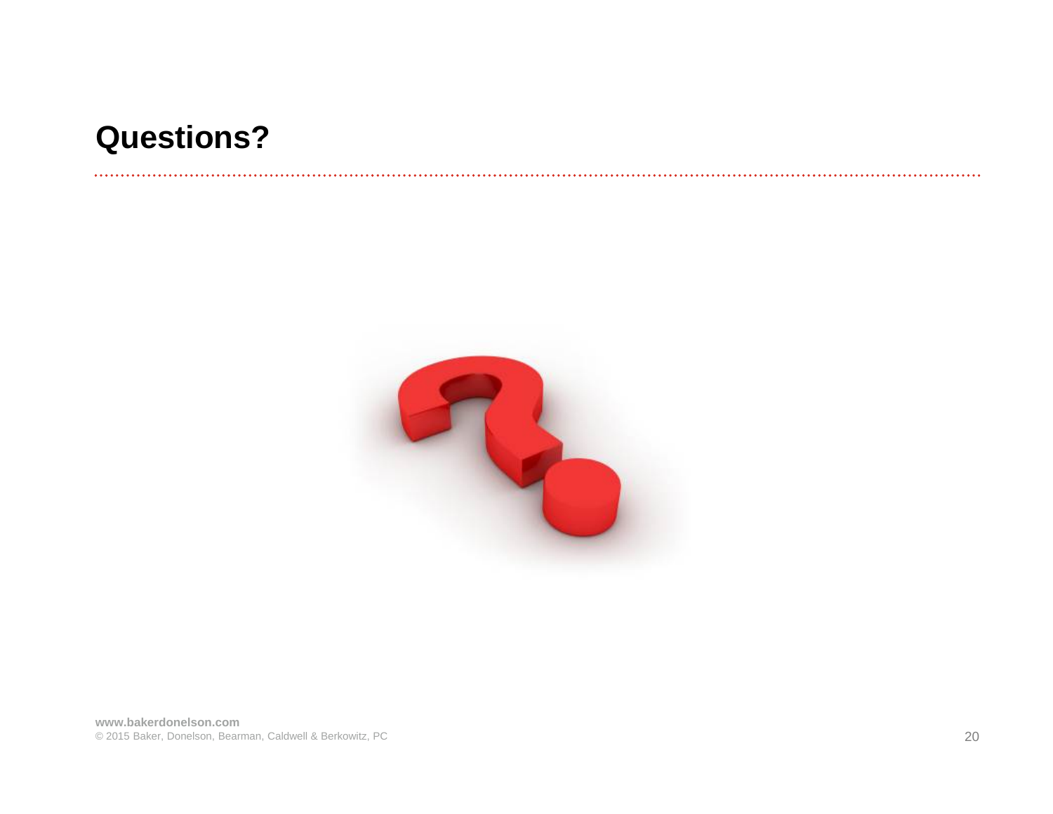# Questions?